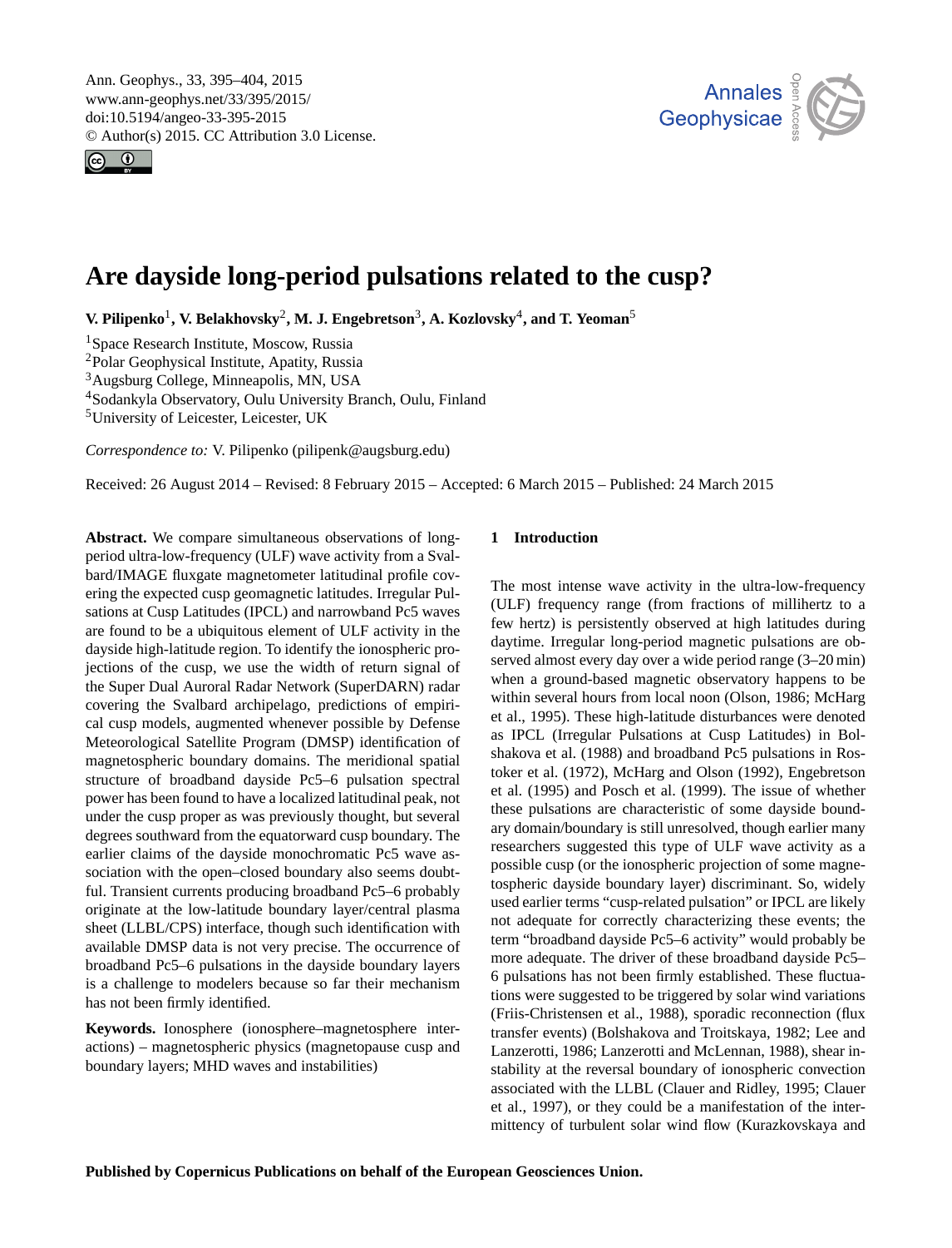# Are dayside long-period pulsations related to the cusp?

**V. Pilipenko[1], V. Belakhovsky[2], M. J. Engebretson[3], A. Kozlovsky[4], and T. Yeoman[5]**

[1]Space Research Institute, Moscow, Russia
[2]Polar Geophysical Institute, Apatity, Russia
[3]Augsburg College, Minneapolis, MN, USA
[4]Sodankyla Observatory, Oulu University Branch, Oulu, Finland
[5]University of Leicester, Leicester, UK

*Correspondence to:* V. Pilipenko (pilipenk@augsburg.edu)

Received: 26 August 2014 – Revised: 8 February 2015 – Accepted: 6 March 2015 – Published: 24 March 2015

**Abstract.** We compare simultaneous observations of long-period ultra-low-frequency (ULF) wave activity from a Svalbard/IMAGE fluxgate magnetometer latitudinal profile covering the expected cusp geomagnetic latitudes. Irregular Pulsations at Cusp Latitudes (IPCL) and narrowband Pc5 waves are found to be a ubiquitous element of ULF activity in the dayside high-latitude region. To identify the ionospheric projections of the cusp, we use the width of return signal of the Super Dual Auroral Radar Network (SuperDARN) radar covering the Svalbard archipelago, predictions of empirical cusp models, augmented whenever possible by Defense Meteorological Satellite Program (DMSP) identification of magnetospheric boundary domains. The meridional spatial structure of broadband dayside Pc5–6 pulsation spectral power has been found to have a localized latitudinal peak, not under the cusp proper as was previously thought, but several degrees southward from the equatorward cusp boundary. The earlier claims of the dayside monochromatic Pc5 wave association with the open–closed boundary also seems doubtful. Transient currents producing broadband Pc5–6 probably originate at the low-latitude boundary layer/central plasma sheet (LLBL/CPS) interface, though such identification with available DMSP data is not very precise. The occurrence of broadband Pc5–6 pulsations in the dayside boundary layers is a challenge to modelers because so far their mechanism has not been firmly identified.

**Keywords.** Ionosphere (ionosphere–magnetosphere interactions) – magnetospheric physics (magnetopause cusp and boundary layers; MHD waves and instabilities)

## 1 Introduction

The most intense wave activity in the ultra-low-frequency (ULF) frequency range (from fractions of millihertz to a few hertz) is persistently observed at high latitudes during daytime. Irregular long-period magnetic pulsations are observed almost every day over a wide period range (3–20 min) when a ground-based magnetic observatory happens to be within several hours from local noon (Olson, 1986; McHarg et al., 1995). These high-latitude disturbances were denoted as IPCL (Irregular Pulsations at Cusp Latitudes) in Bolshakova et al. (1988) and broadband Pc5 pulsations in Rostoker et al. (1972), McHarg and Olson (1992), Engebretson et al. (1995) and Posch et al. (1999). The issue of whether these pulsations are characteristic of some dayside boundary domain/boundary is still unresolved, though earlier many researchers suggested this type of ULF wave activity as a possible cusp (or the ionospheric projection of some magnetospheric dayside boundary layer) discriminant. So, widely used earlier terms "cusp-related pulsation" or IPCL are likely not adequate for correctly characterizing these events; the term "broadband dayside Pc5–6 activity" would probably be more adequate. The driver of these broadband dayside Pc5–6 pulsations has not been firmly established. These fluctuations were suggested to be triggered by solar wind variations (Friis-Christensen et al., 1988), sporadic reconnection (flux transfer events) (Bolshakova and Troitskaya, 1982; Lee and Lanzerotti, 1986; Lanzerotti and McLennan, 1988), shear instability at the reversal boundary of ionospheric convection associated with the LLBL (Clauer and Ridley, 1995; Clauer et al., 1997), or they could be a manifestation of the intermittency of turbulent solar wind flow (Kurazkovskaya and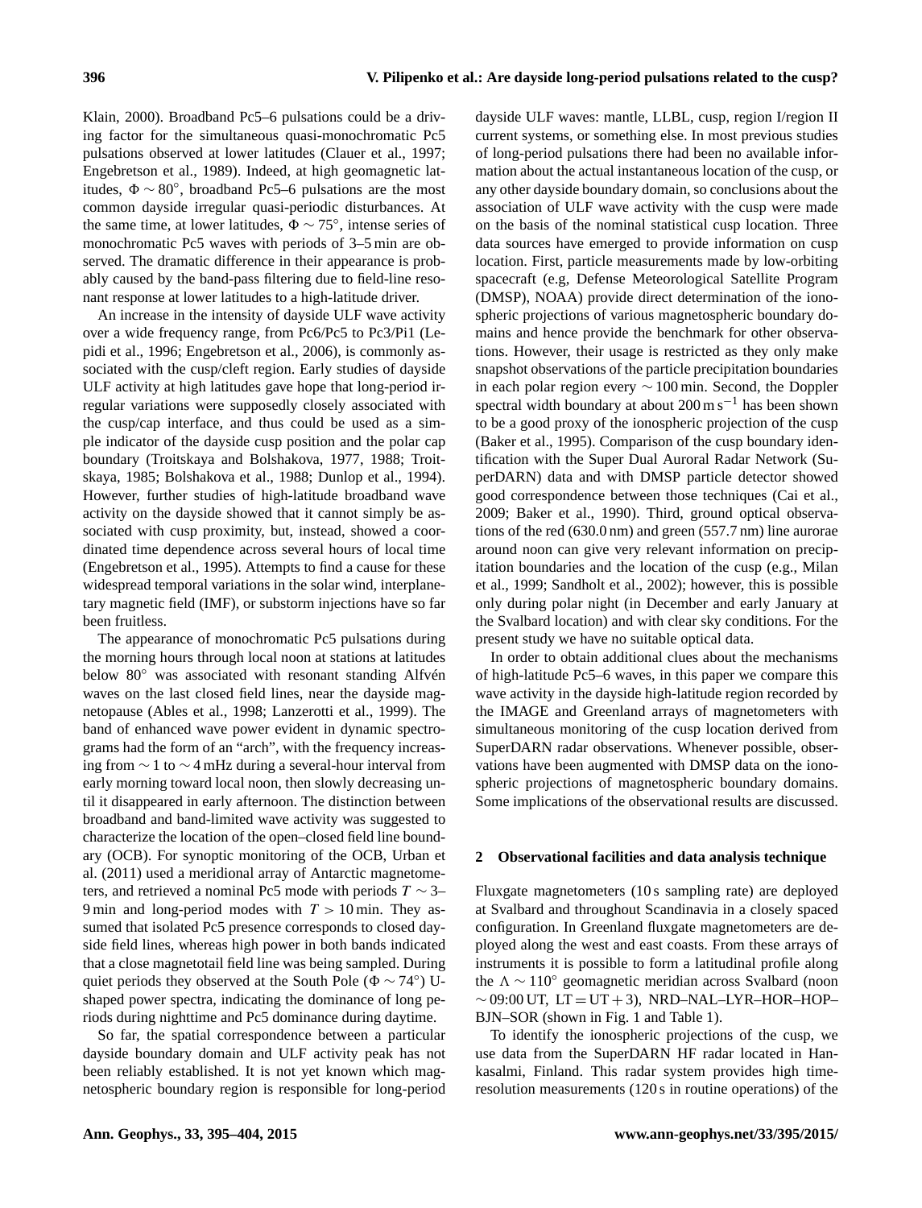Klain, 2000). Broadband Pc5–6 pulsations could be a driving factor for the simultaneous quasi-monochromatic Pc5 pulsations observed at lower latitudes (Clauer et al., 1997; Engebretson et al., 1989). Indeed, at high geomagnetic latitudes, $\Phi \sim 80^\circ$, broadband Pc5–6 pulsations are the most common dayside irregular quasi-periodic disturbances. At the same time, at lower latitudes, $\Phi \sim 75^\circ$, intense series of monochromatic Pc5 waves with periods of 3–5 min are observed. The dramatic difference in their appearance is probably caused by the band-pass filtering due to field-line resonant response at lower latitudes to a high-latitude driver.

An increase in the intensity of dayside ULF wave activity over a wide frequency range, from Pc6/Pc5 to Pc3/Pi1 (Lepidi et al., 1996; Engebretson et al., 2006), is commonly associated with the cusp/cleft region. Early studies of dayside ULF activity at high latitudes gave hope that long-period irregular variations were supposedly closely associated with the cusp/cap interface, and thus could be used as a simple indicator of the dayside cusp position and the polar cap boundary (Troitskaya and Bolshakova, 1977, 1988; Troitskaya, 1985; Bolshakova et al., 1988; Dunlop et al., 1994). However, further studies of high-latitude broadband wave activity on the dayside showed that it cannot simply be associated with cusp proximity, but, instead, showed a coordinated time dependence across several hours of local time (Engebretson et al., 1995). Attempts to find a cause for these widespread temporal variations in the solar wind, interplanetary magnetic field (IMF), or substorm injections have so far been fruitless.

The appearance of monochromatic Pc5 pulsations during the morning hours through local noon at stations at latitudes below 80° was associated with resonant standing Alfvén waves on the last closed field lines, near the dayside magnetopause (Ables et al., 1998; Lanzerotti et al., 1999). The band of enhanced wave power evident in dynamic spectrograms had the form of an "arch", with the frequency increasing from $\sim 1$ to $\sim 4$ mHz during a several-hour interval from early morning toward local noon, then slowly decreasing until it disappeared in early afternoon. The distinction between broadband and band-limited wave activity was suggested to characterize the location of the open–closed field line boundary (OCB). For synoptic monitoring of the OCB, Urban et al. (2011) used a meridional array of Antarctic magnetometers, and retrieved a nominal Pc5 mode with periods $T \sim 3$–9 min and long-period modes with $T > 10$ min. They assumed that isolated Pc5 presence corresponds to closed dayside field lines, whereas high power in both bands indicated that a close magnetotail field line was being sampled. During quiet periods they observed at the South Pole ($\Phi \sim 74^\circ$) U-shaped power spectra, indicating the dominance of long periods during nighttime and Pc5 dominance during daytime.

So far, the spatial correspondence between a particular dayside boundary domain and ULF activity peak has not been reliably established. It is not yet known which magnetospheric boundary region is responsible for long-period dayside ULF waves: mantle, LLBL, cusp, region I/region II current systems, or something else. In most previous studies of long-period pulsations there had been no available information about the actual instantaneous location of the cusp, or any other dayside boundary domain, so conclusions about the association of ULF wave activity with the cusp were made on the basis of the nominal statistical cusp location. Three data sources have emerged to provide information on cusp location. First, particle measurements made by low-orbiting spacecraft (e.g, Defense Meteorological Satellite Program (DMSP), NOAA) provide direct determination of the ionospheric projections of various magnetospheric boundary domains and hence provide the benchmark for other observations. However, their usage is restricted as they only make snapshot observations of the particle precipitation boundaries in each polar region every $\sim 100$ min. Second, the Doppler spectral width boundary at about $200\,\mathrm{m\,s^{-1}}$ has been shown to be a good proxy of the ionospheric projection of the cusp (Baker et al., 1995). Comparison of the cusp boundary identification with the Super Dual Auroral Radar Network (SuperDARN) data and with DMSP particle detector showed good correspondence between those techniques (Cai et al., 2009; Baker et al., 1990). Third, ground optical observations of the red (630.0 nm) and green (557.7 nm) line aurorae around noon can give very relevant information on precipitation boundaries and the location of the cusp (e.g., Milan et al., 1999; Sandholt et al., 2002); however, this is possible only during polar night (in December and early January at the Svalbard location) and with clear sky conditions. For the present study we have no suitable optical data.

In order to obtain additional clues about the mechanisms of high-latitude Pc5–6 waves, in this paper we compare this wave activity in the dayside high-latitude region recorded by the IMAGE and Greenland arrays of magnetometers with simultaneous monitoring of the cusp location derived from SuperDARN radar observations. Whenever possible, observations have been augmented with DMSP data on the ionospheric projections of magnetospheric boundary domains. Some implications of the observational results are discussed.

## 2 Observational facilities and data analysis technique

Fluxgate magnetometers (10 s sampling rate) are deployed at Svalbard and throughout Scandinavia in a closely spaced configuration. In Greenland fluxgate magnetometers are deployed along the west and east coasts. From these arrays of instruments it is possible to form a latitudinal profile along the $\Lambda \sim 110^\circ$ geomagnetic meridian across Svalbard (noon $\sim$ 09:00 UT, LT = UT + 3), NRD–NAL–LYR–HOR–HOP–BJN–SOR (shown in Fig. 1 and Table 1).

To identify the ionospheric projections of the cusp, we use data from the SuperDARN HF radar located in Hankasalmi, Finland. This radar system provides high time-resolution measurements (120 s in routine operations) of the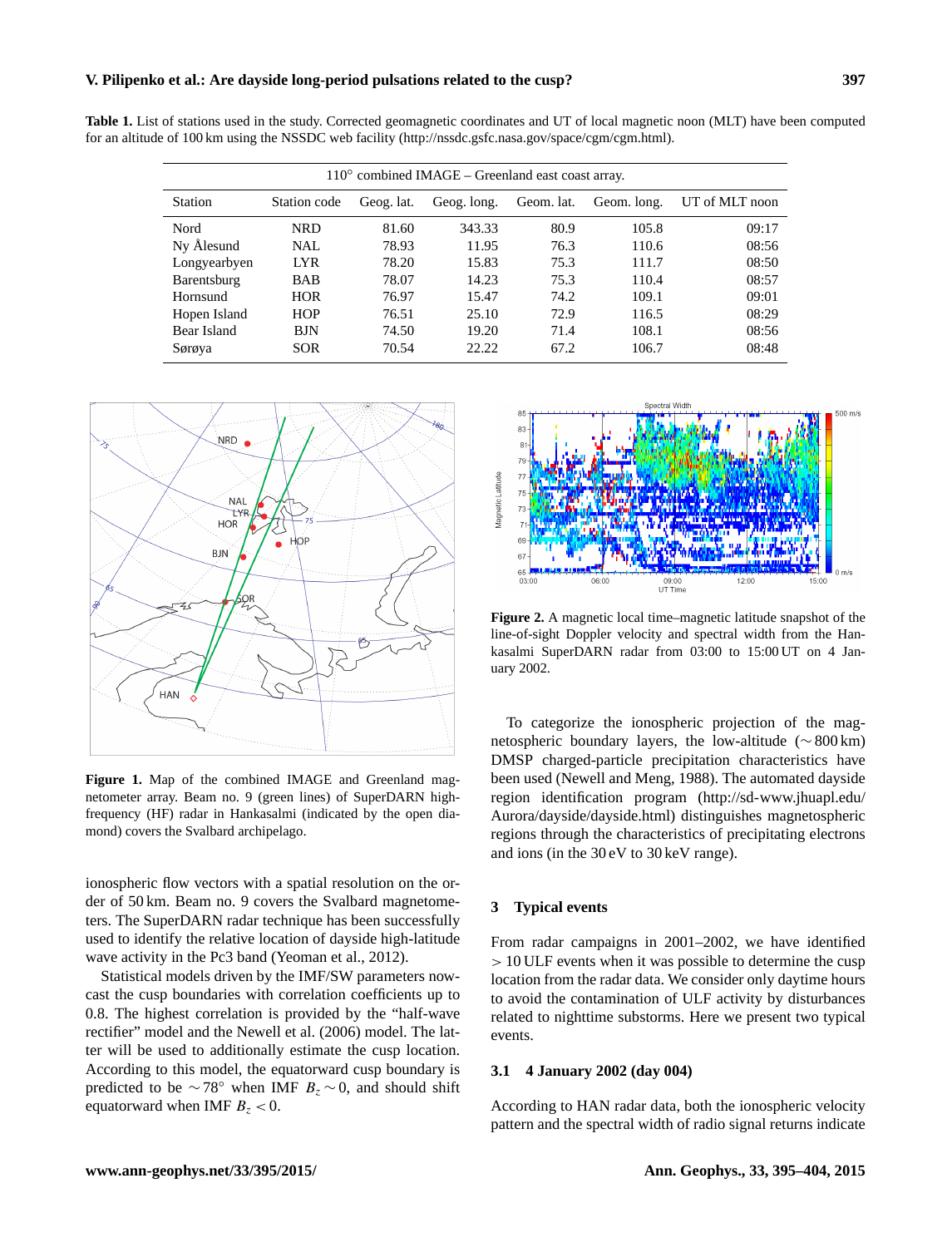**Table 1.** List of stations used in the study. Corrected geomagnetic coordinates and UT of local magnetic noon (MLT) have been computed for an altitude of 100 km using the NSSDC web facility (http://nssdc.gsfc.nasa.gov/space/cgm/cgm.html).

| 110° combined IMAGE – Greenland east coast array. | | | | | | |
|---|---|---|---|---|---|---|
| Station | Station code | Geog. lat. | Geog. long. | Geom. lat. | Geom. long. | UT of MLT noon |
| Nord | NRD | 81.60 | 343.33 | 80.9 | 105.8 | 09:17 |
| Ny Ålesund | NAL | 78.93 | 11.95 | 76.3 | 110.6 | 08:56 |
| Longyearbyen | LYR | 78.20 | 15.83 | 75.3 | 111.7 | 08:50 |
| Barentsburg | BAB | 78.07 | 14.23 | 75.3 | 110.4 | 08:57 |
| Hornsund | HOR | 76.97 | 15.47 | 74.2 | 109.1 | 09:01 |
| Hopen Island | HOP | 76.51 | 25.10 | 72.9 | 116.5 | 08:29 |
| Bear Island | BJN | 74.50 | 19.20 | 71.4 | 108.1 | 08:56 |
| Sørøya | SOR | 70.54 | 22.22 | 67.2 | 106.7 | 08:48 |

**Figure 1.** Map of the combined IMAGE and Greenland magnetometer array. Beam no. 9 (green lines) of SuperDARN high-frequency (HF) radar in Hankasalmi (indicated by the open diamond) covers the Svalbard archipelago.

ionospheric flow vectors with a spatial resolution on the order of 50 km. Beam no. 9 covers the Svalbard magnetometers. The SuperDARN radar technique has been successfully used to identify the relative location of dayside high-latitude wave activity in the Pc3 band (Yeoman et al., 2012).

Statistical models driven by the IMF/SW parameters nowcast the cusp boundaries with correlation coefficients up to 0.8. The highest correlation is provided by the "half-wave rectifier" model and the Newell et al. (2006) model. The latter will be used to additionally estimate the cusp location. According to this model, the equatorward cusp boundary is predicted to be $\sim 78°$ when IMF $B_z \sim 0$, and should shift equatorward when IMF $B_z < 0$.

**Figure 2.** A magnetic local time–magnetic latitude snapshot of the line-of-sight Doppler velocity and spectral width from the Hankasalmi SuperDARN radar from 03:00 to 15:00 UT on 4 January 2002.

To categorize the ionospheric projection of the magnetospheric boundary layers, the low-altitude ($\sim 800$ km) DMSP charged-particle precipitation characteristics have been used (Newell and Meng, 1988). The automated dayside region identification program (http://sd-www.jhuapl.edu/Aurora/dayside/dayside.html) distinguishes magnetospheric regions through the characteristics of precipitating electrons and ions (in the 30 eV to 30 keV range).

## 3 Typical events

From radar campaigns in 2001–2002, we have identified $> 10$ ULF events when it was possible to determine the cusp location from the radar data. We consider only daytime hours to avoid the contamination of ULF activity by disturbances related to nighttime substorms. Here we present two typical events.

### 3.1 4 January 2002 (day 004)

According to HAN radar data, both the ionospheric velocity pattern and the spectral width of radio signal returns indicate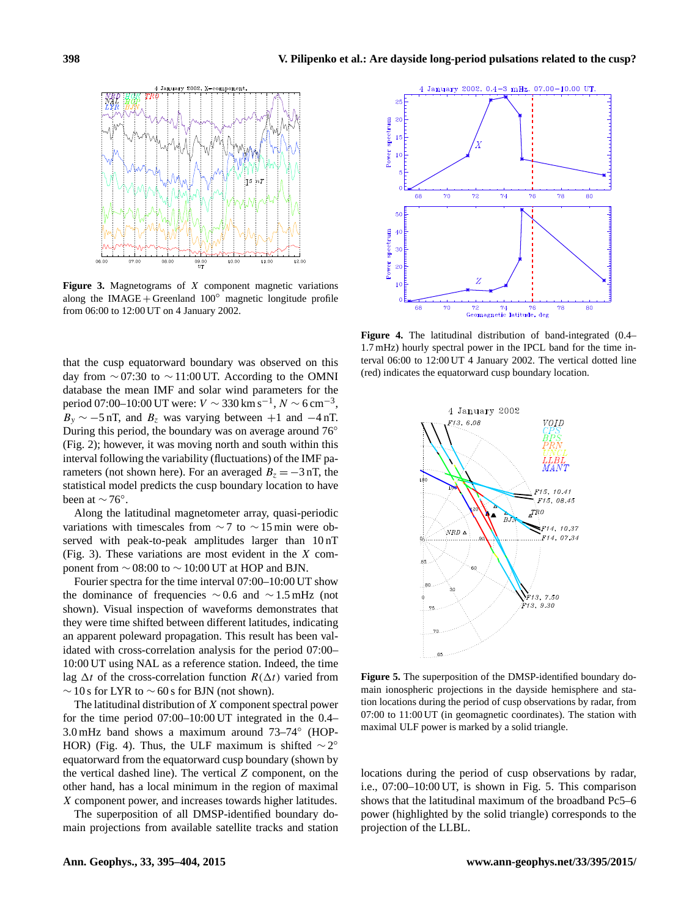**Figure 3.** Magnetograms of $X$ component magnetic variations along the IMAGE + Greenland 100° magnetic longitude profile from 06:00 to 12:00 UT on 4 January 2002.

**Figure 4.** The latitudinal distribution of band-integrated (0.4–1.7 mHz) hourly spectral power in the IPCL band for the time interval 06:00 to 12:00 UT 4 January 2002. The vertical dotted line (red) indicates the equatorward cusp boundary location.

that the cusp equatorward boundary was observed on this day from ∼ 07:30 to ∼ 11:00 UT. According to the OMNI database the mean IMF and solar wind parameters for the period 07:00–10:00 UT were: $V \sim 330\,\mathrm{km\,s^{-1}}$, $N \sim 6\,\mathrm{cm^{-3}}$, $B_y \sim -5$ nT, and $B_z$ was varying between +1 and −4 nT. During this period, the boundary was on average around 76° (Fig. 2); however, it was moving north and south within this interval following the variability (fluctuations) of the IMF parameters (not shown here). For an averaged $B_z = -3$ nT, the statistical model predicts the cusp boundary location to have been at ∼ 76°.

Along the latitudinal magnetometer array, quasi-periodic variations with timescales from ∼ 7 to ∼ 15 min were observed with peak-to-peak amplitudes larger than 10 nT (Fig. 3). These variations are most evident in the $X$ component from ∼ 08:00 to ∼ 10:00 UT at HOP and BJN.

Fourier spectra for the time interval 07:00–10:00 UT show the dominance of frequencies ∼ 0.6 and ∼ 1.5 mHz (not shown). Visual inspection of waveforms demonstrates that they were time shifted between different latitudes, indicating an apparent poleward propagation. This result has been validated with cross-correlation analysis for the period 07:00–10:00 UT using NAL as a reference station. Indeed, the time lag $\Delta t$ of the cross-correlation function $R(\Delta t)$ varied from ∼ 10 s for LYR to ∼ 60 s for BJN (not shown).

The latitudinal distribution of $X$ component spectral power for the time period 07:00–10:00 UT integrated in the 0.4–3.0 mHz band shows a maximum around 73–74° (HOP-HOR) (Fig. 4). Thus, the ULF maximum is shifted ∼ 2° equatorward from the equatorward cusp boundary (shown by the vertical dashed line). The vertical $Z$ component, on the other hand, has a local minimum in the region of maximal $X$ component power, and increases towards higher latitudes.

The superposition of all DMSP-identified boundary domain projections from available satellite tracks and station locations during the period of cusp observations by radar, i.e., 07:00–10:00 UT, is shown in Fig. 5. This comparison shows that the latitudinal maximum of the broadband Pc5–6 power (highlighted by the solid triangle) corresponds to the projection of the LLBL.

**Figure 5.** The superposition of the DMSP-identified boundary domain ionospheric projections in the dayside hemisphere and station locations during the period of cusp observations by radar, from 07:00 to 11:00 UT (in geomagnetic coordinates). The station with maximal ULF power is marked by a solid triangle.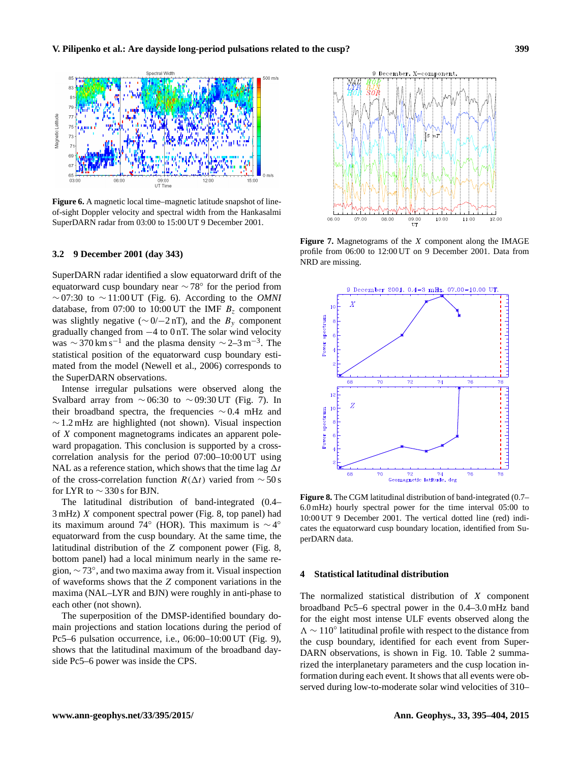**Figure 6.** A magnetic local time–magnetic latitude snapshot of line-of-sight Doppler velocity and spectral width from the Hankasalmi SuperDARN radar from 03:00 to 15:00 UT 9 December 2001.

### 3.2 9 December 2001 (day 343)

SuperDARN radar identified a slow equatorward drift of the equatorward cusp boundary near $\sim 78°$ for the period from $\sim$07:30 to $\sim$11:00 UT (Fig. 6). According to the *OMNI* database, from 07:00 to 10:00 UT the IMF $B_z$ component was slightly negative ($\sim 0/-2$ nT), and the $B_y$ component gradually changed from $-4$ to 0 nT. The solar wind velocity was $\sim 370\,\mathrm{km\,s^{-1}}$ and the plasma density $\sim 2$–$3\,\mathrm{m^{-3}}$. The statistical position of the equatorward cusp boundary estimated from the model (Newell et al., 2006) corresponds to the SuperDARN observations.

Intense irregular pulsations were observed along the Svalbard array from $\sim$06:30 to $\sim$09:30 UT (Fig. 7). In their broadband spectra, the frequencies $\sim$0.4 mHz and $\sim$1.2 mHz are highlighted (not shown). Visual inspection of $X$ component magnetograms indicates an apparent poleward propagation. This conclusion is supported by a cross-correlation analysis for the period 07:00–10:00 UT using NAL as a reference station, which shows that the time lag $\Delta t$ of the cross-correlation function $R(\Delta t)$ varied from $\sim$50 s for LYR to $\sim$330 s for BJN.

The latitudinal distribution of band-integrated (0.4–3 mHz) $X$ component spectral power (Fig. 8, top panel) had its maximum around 74° (HOR). This maximum is $\sim 4°$ equatorward from the cusp boundary. At the same time, the latitudinal distribution of the $Z$ component power (Fig. 8, bottom panel) had a local minimum nearly in the same region, $\sim 73°$, and two maxima away from it. Visual inspection of waveforms shows that the $Z$ component variations in the maxima (NAL–LYR and BJN) were roughly in anti-phase to each other (not shown).

The superposition of the DMSP-identified boundary domain projections and station locations during the period of Pc5–6 pulsation occurrence, i.e., 06:00–10:00 UT (Fig. 9), shows that the latitudinal maximum of the broadband dayside Pc5–6 power was inside the CPS.

**Figure 7.** Magnetograms of the $X$ component along the IMAGE profile from 06:00 to 12:00 UT on 9 December 2001. Data from NRD are missing.

**Figure 8.** The CGM latitudinal distribution of band-integrated (0.7–6.0 mHz) hourly spectral power for the time interval 05:00 to 10:00 UT 9 December 2001. The vertical dotted line (red) indicates the equatorward cusp boundary location, identified from SuperDARN data.

## 4 Statistical latitudinal distribution

The normalized statistical distribution of $X$ component broadband Pc5–6 spectral power in the 0.4–3.0 mHz band for the eight most intense ULF events observed along the $\Lambda \sim 110°$ latitudinal profile with respect to the distance from the cusp boundary, identified for each event from SuperDARN observations, is shown in Fig. 10. Table 2 summarized the interplanetary parameters and the cusp location information during each event. It shows that all events were observed during low-to-moderate solar wind velocities of 310–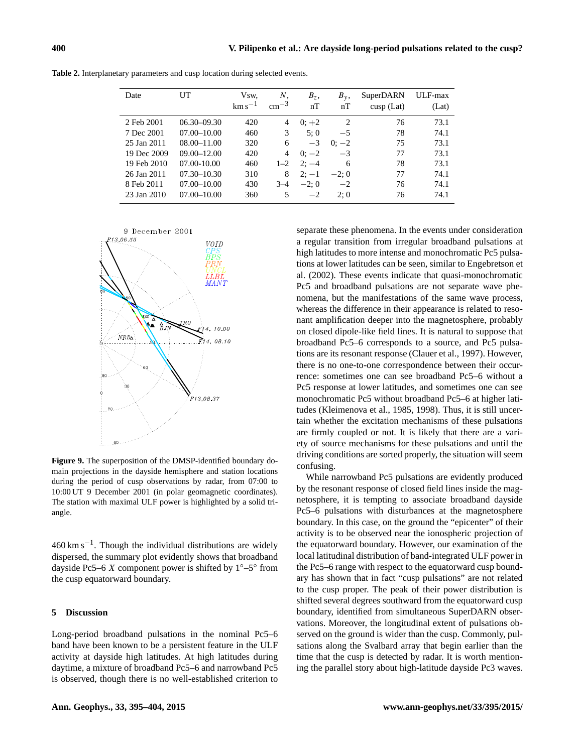**Table 2.** Interplanetary parameters and cusp location during selected events.

| Date | UT | Vsw, $\mathrm{km\,s^{-1}}$ | $N$, $\mathrm{cm^{-3}}$ | $B_z$, nT | $B_y$, nT | SuperDARN cusp (Lat) | ULF-max (Lat) |
|---|---|---|---|---|---|---|---|
| 2 Feb 2001 | 06.30–09.30 | 420 | 4 | 0; +2 | 2 | 76 | 73.1 |
| 7 Dec 2001 | 07.00–10.00 | 460 | 3 | 5; 0 | −5 | 78 | 74.1 |
| 25 Jan 2011 | 08.00–11.00 | 320 | 6 | −3 | 0; −2 | 75 | 73.1 |
| 19 Dec 2009 | 09.00–12.00 | 420 | 4 | 0; −2 | −3 | 77 | 73.1 |
| 19 Feb 2010 | 07.00-10.00 | 460 | 1–2 | 2; −4 | 6 | 78 | 73.1 |
| 26 Jan 2011 | 07.30–10.30 | 310 | 8 | 2; −1 | −2; 0 | 77 | 74.1 |
| 8 Feb 2011 | 07.00–10.00 | 430 | 3–4 | −2; 0 | −2 | 76 | 74.1 |
| 23 Jan 2010 | 07.00–10.00 | 360 | 5 | −2 | 2; 0 | 76 | 74.1 |

**Figure 9.** The superposition of the DMSP-identified boundary domain projections in the dayside hemisphere and station locations during the period of cusp observations by radar, from 07:00 to 10:00 UT 9 December 2001 (in polar geomagnetic coordinates). The station with maximal ULF power is highlighted by a solid triangle.

$460\,\mathrm{km\,s^{-1}}$. Though the individual distributions are widely dispersed, the summary plot evidently shows that broadband dayside Pc5–6 $X$ component power is shifted by 1°–5° from the cusp equatorward boundary.

## 5 Discussion

Long-period broadband pulsations in the nominal Pc5–6 band have been known to be a persistent feature in the ULF activity at dayside high latitudes. At high latitudes during daytime, a mixture of broadband Pc5–6 and narrowband Pc5 is observed, though there is no well-established criterion to separate these phenomena. In the events under consideration a regular transition from irregular broadband pulsations at high latitudes to more intense and monochromatic Pc5 pulsations at lower latitudes can be seen, similar to Engebretson et al. (2002). These events indicate that quasi-monochromatic Pc5 and broadband pulsations are not separate wave phenomena, but the manifestations of the same wave process, whereas the difference in their appearance is related to resonant amplification deeper into the magnetosphere, probably on closed dipole-like field lines. It is natural to suppose that broadband Pc5–6 corresponds to a source, and Pc5 pulsations are its resonant response (Clauer et al., 1997). However, there is no one-to-one correspondence between their occurrence: sometimes one can see broadband Pc5–6 without a Pc5 response at lower latitudes, and sometimes one can see monochromatic Pc5 without broadband Pc5–6 at higher latitudes (Kleimenova et al., 1985, 1998). Thus, it is still uncertain whether the excitation mechanisms of these pulsations are firmly coupled or not. It is likely that there are a variety of source mechanisms for these pulsations and until the driving conditions are sorted properly, the situation will seem confusing.

While narrowband Pc5 pulsations are evidently produced by the resonant response of closed field lines inside the magnetosphere, it is tempting to associate broadband dayside Pc5–6 pulsations with disturbances at the magnetosphere boundary. In this case, on the ground the "epicenter" of their activity is to be observed near the ionospheric projection of the equatorward boundary. However, our examination of the local latitudinal distribution of band-integrated ULF power in the Pc5–6 range with respect to the equatorward cusp boundary has shown that in fact "cusp pulsations" are not related to the cusp proper. The peak of their power distribution is shifted several degrees southward from the equatorward cusp boundary, identified from simultaneous SuperDARN observations. Moreover, the longitudinal extent of pulsations observed on the ground is wider than the cusp. Commonly, pulsations along the Svalbard array that begin earlier than the time that the cusp is detected by radar. It is worth mentioning the parallel story about high-latitude dayside Pc3 waves.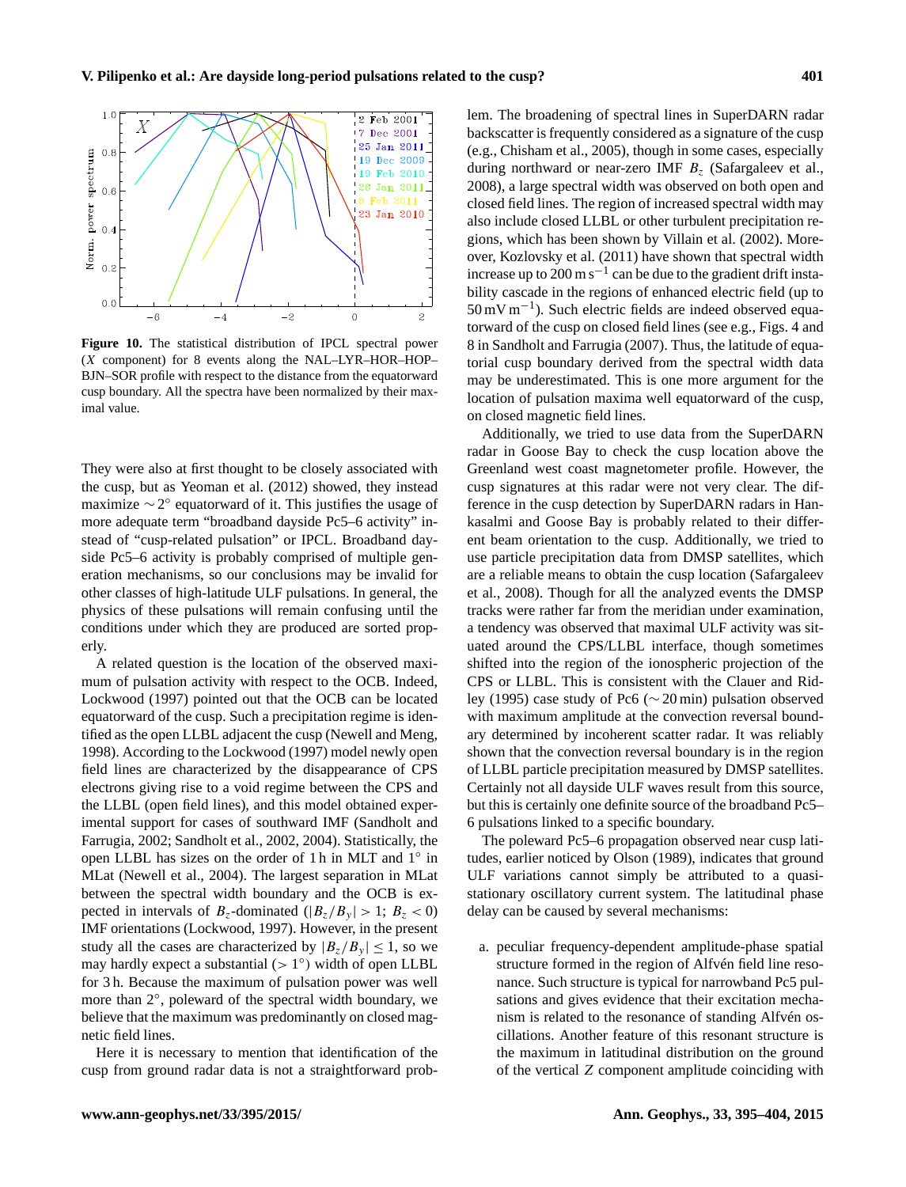**Figure 10.** The statistical distribution of IPCL spectral power ($X$ component) for 8 events along the NAL–LYR–HOR–HOP–BJN–SOR profile with respect to the distance from the equatorward cusp boundary. All the spectra have been normalized by their maximal value.

They were also at first thought to be closely associated with the cusp, but as Yeoman et al. (2012) showed, they instead maximize $\sim 2°$ equatorward of it. This justifies the usage of more adequate term "broadband dayside Pc5–6 activity" instead of "cusp-related pulsation" or IPCL. Broadband dayside Pc5–6 activity is probably comprised of multiple generation mechanisms, so our conclusions may be invalid for other classes of high-latitude ULF pulsations. In general, the physics of these pulsations will remain confusing until the conditions under which they are produced are sorted properly.

A related question is the location of the observed maximum of pulsation activity with respect to the OCB. Indeed, Lockwood (1997) pointed out that the OCB can be located equatorward of the cusp. Such a precipitation regime is identified as the open LLBL adjacent the cusp (Newell and Meng, 1998). According to the Lockwood (1997) model newly open field lines are characterized by the disappearance of CPS electrons giving rise to a void regime between the CPS and the LLBL (open field lines), and this model obtained experimental support for cases of southward IMF (Sandholt and Farrugia, 2002; Sandholt et al., 2002, 2004). Statistically, the open LLBL has sizes on the order of 1 h in MLT and 1° in MLat (Newell et al., 2004). The largest separation in MLat between the spectral width boundary and the OCB is expected in intervals of $B_z$-dominated ($|B_z/B_y| > 1$; $B_z < 0$) IMF orientations (Lockwood, 1997). However, in the present study all the cases are characterized by $|B_z/B_y| \leq 1$, so we may hardly expect a substantial ($> 1°$) width of open LLBL for 3 h. Because the maximum of pulsation power was well more than 2°, poleward of the spectral width boundary, we believe that the maximum was predominantly on closed magnetic field lines.

Here it is necessary to mention that identification of the cusp from ground radar data is not a straightforward problem. The broadening of spectral lines in SuperDARN radar backscatter is frequently considered as a signature of the cusp (e.g., Chisham et al., 2005), though in some cases, especially during northward or near-zero IMF $B_z$ (Safargaleev et al., 2008), a large spectral width was observed on both open and closed field lines. The region of increased spectral width may also include closed LLBL or other turbulent precipitation regions, which has been shown by Villain et al. (2002). Moreover, Kozlovsky et al. (2011) have shown that spectral width increase up to 200 m s$^{-1}$ can be due to the gradient drift instability cascade in the regions of enhanced electric field (up to 50 mV m$^{-1}$). Such electric fields are indeed observed equatorward of the cusp on closed field lines (see e.g., Figs. 4 and 8 in Sandholt and Farrugia (2007). Thus, the latitude of equatorial cusp boundary derived from the spectral width data may be underestimated. This is one more argument for the location of pulsation maxima well equatorward of the cusp, on closed magnetic field lines.

Additionally, we tried to use data from the SuperDARN radar in Goose Bay to check the cusp location above the Greenland west coast magnetometer profile. However, the cusp signatures at this radar were not very clear. The difference in the cusp detection by SuperDARN radars in Hankasalmi and Goose Bay is probably related to their different beam orientation to the cusp. Additionally, we tried to use particle precipitation data from DMSP satellites, which are a reliable means to obtain the cusp location (Safargaleev et al., 2008). Though for all the analyzed events the DMSP tracks were rather far from the meridian under examination, a tendency was observed that maximal ULF activity was situated around the CPS/LLBL interface, though sometimes shifted into the region of the ionospheric projection of the CPS or LLBL. This is consistent with the Clauer and Ridley (1995) case study of Pc6 ($\sim 20$ min) pulsation observed with maximum amplitude at the convection reversal boundary determined by incoherent scatter radar. It was reliably shown that the convection reversal boundary is in the region of LLBL particle precipitation measured by DMSP satellites. Certainly not all dayside ULF waves result from this source, but this is certainly one definite source of the broadband Pc5–6 pulsations linked to a specific boundary.

The poleward Pc5–6 propagation observed near cusp latitudes, earlier noticed by Olson (1989), indicates that ground ULF variations cannot simply be attributed to a quasi-stationary oscillatory current system. The latitudinal phase delay can be caused by several mechanisms:

a. peculiar frequency-dependent amplitude-phase spatial structure formed in the region of Alfvén field line resonance. Such structure is typical for narrowband Pc5 pulsations and gives evidence that their excitation mechanism is related to the resonance of standing Alfvén oscillations. Another feature of this resonant structure is the maximum in latitudinal distribution on the ground of the vertical $Z$ component amplitude coinciding with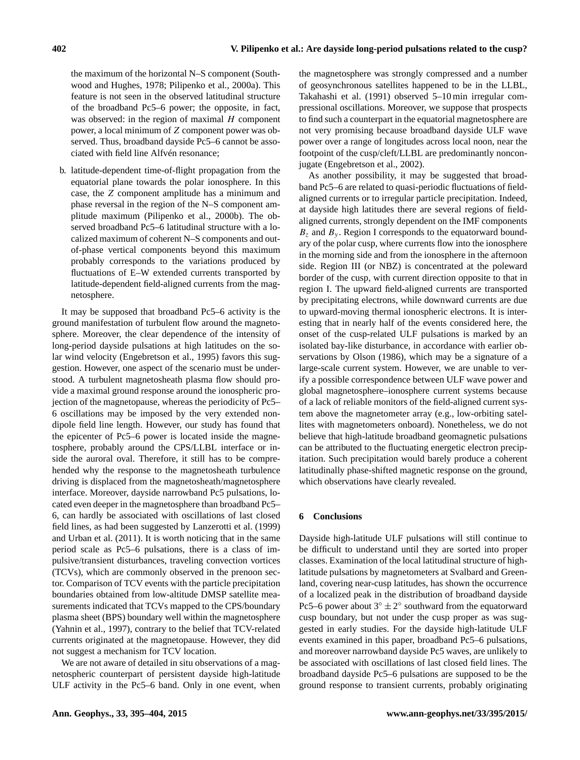the maximum of the horizontal N–S component (Southwood and Hughes, 1978; Pilipenko et al., 2000a). This feature is not seen in the observed latitudinal structure of the broadband Pc5–6 power; the opposite, in fact, was observed: in the region of maximal $H$ component power, a local minimum of $Z$ component power was observed. Thus, broadband dayside Pc5–6 cannot be associated with field line Alfvén resonance;

b. latitude-dependent time-of-flight propagation from the equatorial plane towards the polar ionosphere. In this case, the $Z$ component amplitude has a minimum and phase reversal in the region of the N–S component amplitude maximum (Pilipenko et al., 2000b). The observed broadband Pc5–6 latitudinal structure with a localized maximum of coherent N–S components and out-of-phase vertical components beyond this maximum probably corresponds to the variations produced by fluctuations of E–W extended currents transported by latitude-dependent field-aligned currents from the magnetosphere.

It may be supposed that broadband Pc5–6 activity is the ground manifestation of turbulent flow around the magnetosphere. Moreover, the clear dependence of the intensity of long-period dayside pulsations at high latitudes on the solar wind velocity (Engebretson et al., 1995) favors this suggestion. However, one aspect of the scenario must be understood. A turbulent magnetosheath plasma flow should provide a maximal ground response around the ionospheric projection of the magnetopause, whereas the periodicity of Pc5–6 oscillations may be imposed by the very extended non-dipole field line length. However, our study has found that the epicenter of Pc5–6 power is located inside the magnetosphere, probably around the CPS/LLBL interface or inside the auroral oval. Therefore, it still has to be comprehended why the response to the magnetosheath turbulence driving is displaced from the magnetosheath/magnetosphere interface. Moreover, dayside narrowband Pc5 pulsations, located even deeper in the magnetosphere than broadband Pc5–6, can hardly be associated with oscillations of last closed field lines, as had been suggested by Lanzerotti et al. (1999) and Urban et al. (2011). It is worth noticing that in the same period scale as Pc5–6 pulsations, there is a class of impulsive/transient disturbances, traveling convection vortices (TCVs), which are commonly observed in the prenoon sector. Comparison of TCV events with the particle precipitation boundaries obtained from low-altitude DMSP satellite measurements indicated that TCVs mapped to the CPS/boundary plasma sheet (BPS) boundary well within the magnetosphere (Yahnin et al., 1997), contrary to the belief that TCV-related currents originated at the magnetopause. However, they did not suggest a mechanism for TCV location.

We are not aware of detailed in situ observations of a magnetospheric counterpart of persistent dayside high-latitude ULF activity in the Pc5–6 band. Only in one event, when the magnetosphere was strongly compressed and a number of geosynchronous satellites happened to be in the LLBL, Takahashi et al. (1991) observed 5–10 min irregular compressional oscillations. Moreover, we suppose that prospects to find such a counterpart in the equatorial magnetosphere are not very promising because broadband dayside ULF wave power over a range of longitudes across local noon, near the footpoint of the cusp/cleft/LLBL are predominantly nonconjugate (Engebretson et al., 2002).

As another possibility, it may be suggested that broadband Pc5–6 are related to quasi-periodic fluctuations of field-aligned currents or to irregular particle precipitation. Indeed, at dayside high latitudes there are several regions of field-aligned currents, strongly dependent on the IMF components $B_z$ and $B_y$. Region I corresponds to the equatorward boundary of the polar cusp, where currents flow into the ionosphere in the morning side and from the ionosphere in the afternoon side. Region III (or NBZ) is concentrated at the poleward border of the cusp, with current direction opposite to that in region I. The upward field-aligned currents are transported by precipitating electrons, while downward currents are due to upward-moving thermal ionospheric electrons. It is interesting that in nearly half of the events considered here, the onset of the cusp-related ULF pulsations is marked by an isolated bay-like disturbance, in accordance with earlier observations by Olson (1986), which may be a signature of a large-scale current system. However, we are unable to verify a possible correspondence between ULF wave power and global magnetosphere–ionosphere current systems because of a lack of reliable monitors of the field-aligned current system above the magnetometer array (e.g., low-orbiting satellites with magnetometers onboard). Nonetheless, we do not believe that high-latitude broadband geomagnetic pulsations can be attributed to the fluctuating energetic electron precipitation. Such precipitation would barely produce a coherent latitudinally phase-shifted magnetic response on the ground, which observations have clearly revealed.

## 6 Conclusions

Dayside high-latitude ULF pulsations will still continue to be difficult to understand until they are sorted into proper classes. Examination of the local latitudinal structure of high-latitude pulsations by magnetometers at Svalbard and Greenland, covering near-cusp latitudes, has shown the occurrence of a localized peak in the distribution of broadband dayside Pc5–6 power about $3^{\circ} \pm 2^{\circ}$ southward from the equatorward cusp boundary, but not under the cusp proper as was suggested in early studies. For the dayside high-latitude ULF events examined in this paper, broadband Pc5–6 pulsations, and moreover narrowband dayside Pc5 waves, are unlikely to be associated with oscillations of last closed field lines. The broadband dayside Pc5–6 pulsations are supposed to be the ground response to transient currents, probably originating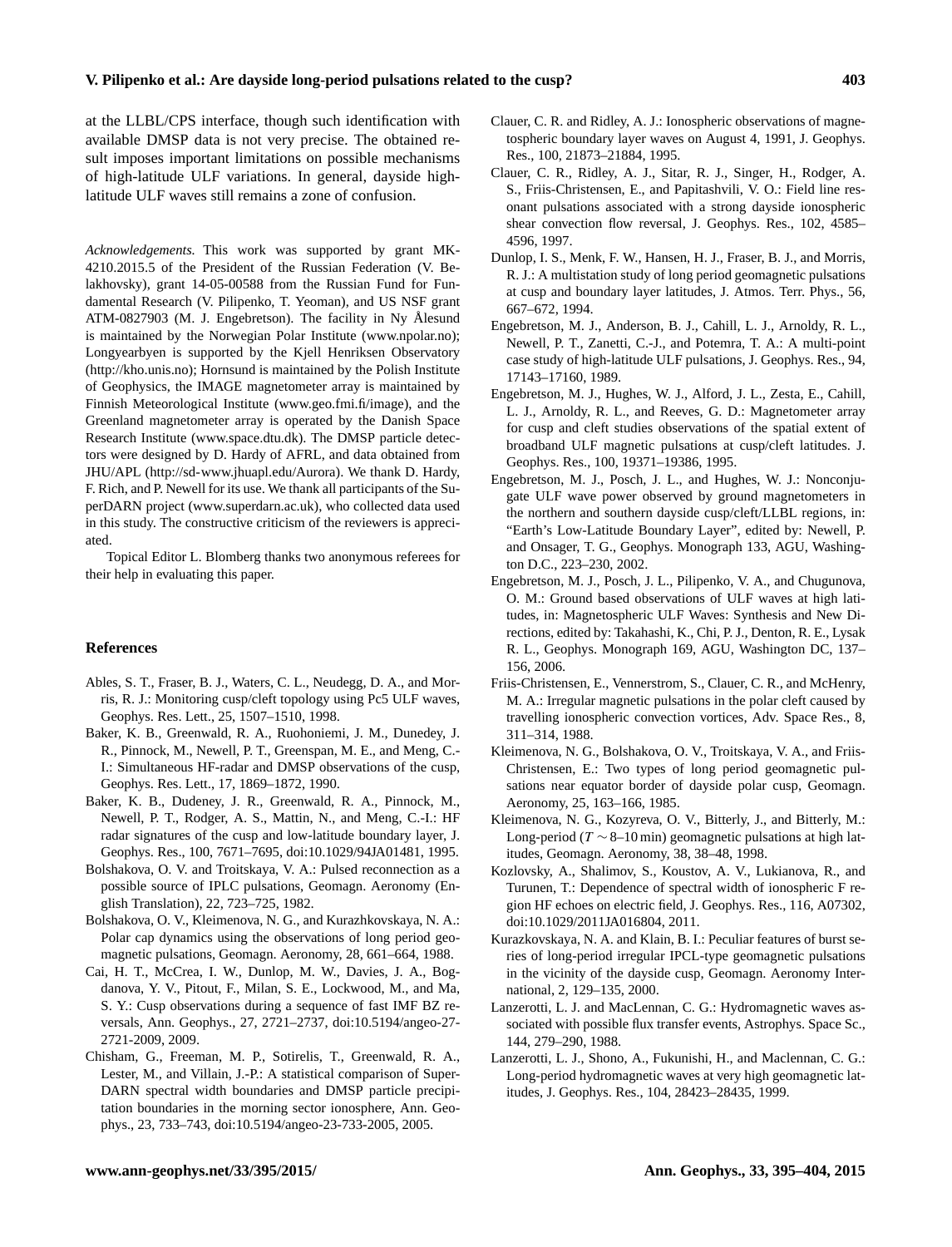at the LLBL/CPS interface, though such identification with available DMSP data is not very precise. The obtained result imposes important limitations on possible mechanisms of high-latitude ULF variations. In general, dayside high-latitude ULF waves still remains a zone of confusion.

*Acknowledgements.* This work was supported by grant MK-4210.2015.5 of the President of the Russian Federation (V. Belakhovsky), grant 14-05-00588 from the Russian Fund for Fundamental Research (V. Pilipenko, T. Yeoman), and US NSF grant ATM-0827903 (M. J. Engebretson). The facility in Ny Ålesund is maintained by the Norwegian Polar Institute (www.npolar.no); Longyearbyen is supported by the Kjell Henriksen Observatory (http://kho.unis.no); Hornsund is maintained by the Polish Institute of Geophysics, the IMAGE magnetometer array is maintained by Finnish Meteorological Institute (www.geo.fmi.fi/image), and the Greenland magnetometer array is operated by the Danish Space Research Institute (www.space.dtu.dk). The DMSP particle detectors were designed by D. Hardy of AFRL, and data obtained from JHU/APL (http://sd-www.jhuapl.edu/Aurora). We thank D. Hardy, F. Rich, and P. Newell for its use. We thank all participants of the SuperDARN project (www.superdarn.ac.uk), who collected data used in this study. The constructive criticism of the reviewers is appreciated.

Topical Editor L. Blomberg thanks two anonymous referees for their help in evaluating this paper.

## References

Ables, S. T., Fraser, B. J., Waters, C. L., Neudegg, D. A., and Morris, R. J.: Monitoring cusp/cleft topology using Pc5 ULF waves, Geophys. Res. Lett., 25, 1507–1510, 1998.

Baker, K. B., Greenwald, R. A., Ruohoniemi, J. M., Dunedey, J. R., Pinnock, M., Newell, P. T., Greenspan, M. E., and Meng, C.-I.: Simultaneous HF-radar and DMSP observations of the cusp, Geophys. Res. Lett., 17, 1869–1872, 1990.

Baker, K. B., Dudeney, J. R., Greenwald, R. A., Pinnock, M., Newell, P. T., Rodger, A. S., Mattin, N., and Meng, C.-I.: HF radar signatures of the cusp and low-latitude boundary layer, J. Geophys. Res., 100, 7671–7695, doi:10.1029/94JA01481, 1995.

Bolshakova, O. V. and Troitskaya, V. A.: Pulsed reconnection as a possible source of IPLC pulsations, Geomagn. Aeronomy (English Translation), 22, 723–725, 1982.

Bolshakova, O. V., Kleimenova, N. G., and Kurazhkovskaya, N. A.: Polar cap dynamics using the observations of long period geomagnetic pulsations, Geomagn. Aeronomy, 28, 661–664, 1988.

Cai, H. T., McCrea, I. W., Dunlop, M. W., Davies, J. A., Bogdanova, Y. V., Pitout, F., Milan, S. E., Lockwood, M., and Ma, S. Y.: Cusp observations during a sequence of fast IMF BZ reversals, Ann. Geophys., 27, 2721–2737, doi:10.5194/angeo-27-2721-2009, 2009.

Chisham, G., Freeman, M. P., Sotirelis, T., Greenwald, R. A., Lester, M., and Villain, J.-P.: A statistical comparison of SuperDARN spectral width boundaries and DMSP particle precipitation boundaries in the morning sector ionosphere, Ann. Geophys., 23, 733–743, doi:10.5194/angeo-23-733-2005, 2005.

Clauer, C. R. and Ridley, A. J.: Ionospheric observations of magnetospheric boundary layer waves on August 4, 1991, J. Geophys. Res., 100, 21873–21884, 1995.

Clauer, C. R., Ridley, A. J., Sitar, R. J., Singer, H., Rodger, A. S., Friis-Christensen, E., and Papitashvili, V. O.: Field line resonant pulsations associated with a strong dayside ionospheric shear convection flow reversal, J. Geophys. Res., 102, 4585–4596, 1997.

Dunlop, I. S., Menk, F. W., Hansen, H. J., Fraser, B. J., and Morris, R. J.: A multistation study of long period geomagnetic pulsations at cusp and boundary layer latitudes, J. Atmos. Terr. Phys., 56, 667–672, 1994.

Engebretson, M. J., Anderson, B. J., Cahill, L. J., Arnoldy, R. L., Newell, P. T., Zanetti, C.-J., and Potemra, T. A.: A multi-point case study of high-latitude ULF pulsations, J. Geophys. Res., 94, 17143–17160, 1989.

Engebretson, M. J., Hughes, W. J., Alford, J. L., Zesta, E., Cahill, L. J., Arnoldy, R. L., and Reeves, G. D.: Magnetometer array for cusp and cleft studies observations of the spatial extent of broadband ULF magnetic pulsations at cusp/cleft latitudes. J. Geophys. Res., 100, 19371–19386, 1995.

Engebretson, M. J., Posch, J. L., and Hughes, W. J.: Nonconjugate ULF wave power observed by ground magnetometers in the northern and southern dayside cusp/cleft/LLBL regions, in: "Earth's Low-Latitude Boundary Layer", edited by: Newell, P. and Onsager, T. G., Geophys. Monograph 133, AGU, Washington D.C., 223–230, 2002.

Engebretson, M. J., Posch, J. L., Pilipenko, V. A., and Chugunova, O. M.: Ground based observations of ULF waves at high latitudes, in: Magnetospheric ULF Waves: Synthesis and New Directions, edited by: Takahashi, K., Chi, P. J., Denton, R. E., Lysak R. L., Geophys. Monograph 169, AGU, Washington DC, 137–156, 2006.

Friis-Christensen, E., Vennerstrom, S., Clauer, C. R., and McHenry, M. A.: Irregular magnetic pulsations in the polar cleft caused by travelling ionospheric convection vortices, Adv. Space Res., 8, 311–314, 1988.

Kleimenova, N. G., Bolshakova, O. V., Troitskaya, V. A., and Friis-Christensen, E.: Two types of long period geomagnetic pulsations near equator border of dayside polar cusp, Geomagn. Aeronomy, 25, 163–166, 1985.

Kleimenova, N. G., Kozyreva, O. V., Bitterly, J., and Bitterly, M.: Long-period ($T \sim 8$–$10$ min) geomagnetic pulsations at high latitudes, Geomagn. Aeronomy, 38, 38–48, 1998.

Kozlovsky, A., Shalimov, S., Koustov, A. V., Lukianova, R., and Turunen, T.: Dependence of spectral width of ionospheric F region HF echoes on electric field, J. Geophys. Res., 116, A07302, doi:10.1029/2011JA016804, 2011.

Kurazkovskaya, N. A. and Klain, B. I.: Peculiar features of burst series of long-period irregular IPCL-type geomagnetic pulsations in the vicinity of the dayside cusp, Geomagn. Aeronomy International, 2, 129–135, 2000.

Lanzerotti, L. J. and MacLennan, C. G.: Hydromagnetic waves associated with possible flux transfer events, Astrophys. Space Sc., 144, 279–290, 1988.

Lanzerotti, L. J., Shono, A., Fukunishi, H., and Maclennan, C. G.: Long-period hydromagnetic waves at very high geomagnetic latitudes, J. Geophys. Res., 104, 28423–28435, 1999.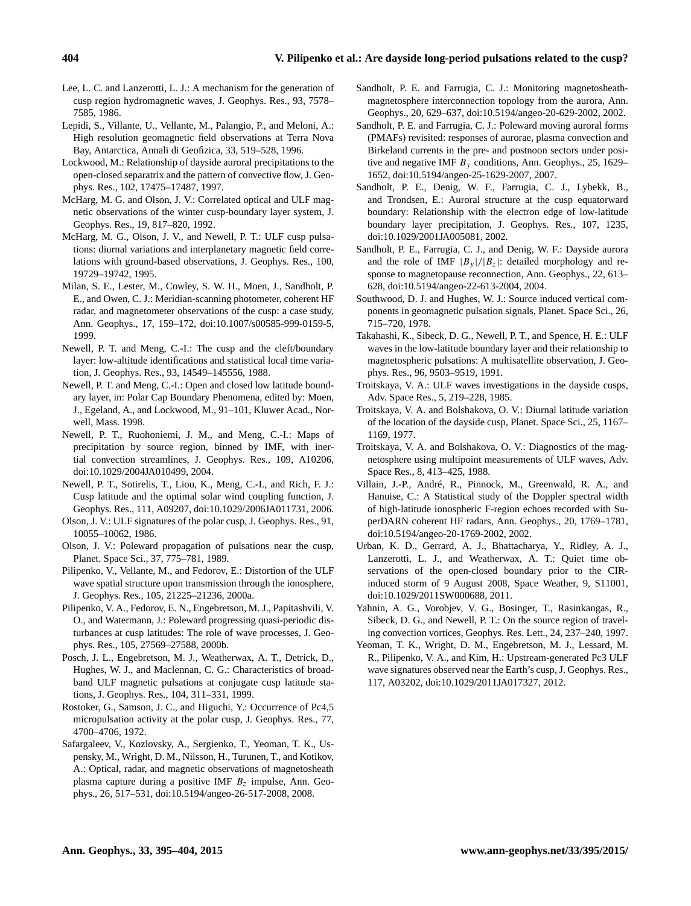Lee, L. C. and Lanzerotti, L. J.: A mechanism for the generation of cusp region hydromagnetic waves, J. Geophys. Res., 93, 7578–7585, 1986.

Lepidi, S., Villante, U., Vellante, M., Palangio, P., and Meloni, A.: High resolution geomagnetic field observations at Terra Nova Bay, Antarctica, Annali di Geofizica, 33, 519–528, 1996.

Lockwood, M.: Relationship of dayside auroral precipitations to the open-closed separatrix and the pattern of convective flow, J. Geophys. Res., 102, 17475–17487, 1997.

McHarg, M. G. and Olson, J. V.: Correlated optical and ULF magnetic observations of the winter cusp-boundary layer system, J. Geophys. Res., 19, 817–820, 1992.

McHarg, M. G., Olson, J. V., and Newell, P. T.: ULF cusp pulsations: diurnal variations and interplanetary magnetic field correlations with ground-based observations, J. Geophys. Res., 100, 19729–19742, 1995.

Milan, S. E., Lester, M., Cowley, S. W. H., Moen, J., Sandholt, P. E., and Owen, C. J.: Meridian-scanning photometer, coherent HF radar, and magnetometer observations of the cusp: a case study, Ann. Geophys., 17, 159–172, doi:10.1007/s00585-999-0159-5, 1999.

Newell, P. T. and Meng, C.-I.: The cusp and the cleft/boundary layer: low-altitude identifications and statistical local time variation, J. Geophys. Res., 93, 14549–145556, 1988.

Newell, P. T. and Meng, C.-I.: Open and closed low latitude boundary layer, in: Polar Cap Boundary Phenomena, edited by: Moen, J., Egeland, A., and Lockwood, M., 91–101, Kluwer Acad., Norwell, Mass. 1998.

Newell, P. T., Ruohoniemi, J. M., and Meng, C.-I.: Maps of precipitation by source region, binned by IMF, with inertial convection streamlines, J. Geophys. Res., 109, A10206, doi:10.1029/2004JA010499, 2004.

Newell, P. T., Sotirelis, T., Liou, K., Meng, C.-I., and Rich, F. J.: Cusp latitude and the optimal solar wind coupling function, J. Geophys. Res., 111, A09207, doi:10.1029/2006JA011731, 2006.

Olson, J. V.: ULF signatures of the polar cusp, J. Geophys. Res., 91, 10055–10062, 1986.

Olson, J. V.: Poleward propagation of pulsations near the cusp, Planet. Space Sci., 37, 775–781, 1989.

Pilipenko, V., Vellante, M., and Fedorov, E.: Distortion of the ULF wave spatial structure upon transmission through the ionosphere, J. Geophys. Res., 105, 21225–21236, 2000a.

Pilipenko, V. A., Fedorov, E. N., Engebretson, M. J., Papitashvili, V. O., and Watermann, J.: Poleward progressing quasi-periodic disturbances at cusp latitudes: The role of wave processes, J. Geophys. Res., 105, 27569–27588, 2000b.

Posch, J. L., Engebretson, M. J., Weatherwax, A. T., Detrick, D., Hughes, W. J., and Maclennan, C. G.: Characteristics of broadband ULF magnetic pulsations at conjugate cusp latitude stations, J. Geophys. Res., 104, 311–331, 1999.

Rostoker, G., Samson, J. C., and Higuchi, Y.: Occurrence of Pc4,5 micropulsation activity at the polar cusp, J. Geophys. Res., 77, 4700–4706, 1972.

Safargaleev, V., Kozlovsky, A., Sergienko, T., Yeoman, T. K., Uspensky, M., Wright, D. M., Nilsson, H., Turunen, T., and Kotikov, A.: Optical, radar, and magnetic observations of magnetosheath plasma capture during a positive IMF $B_z$ impulse, Ann. Geophys., 26, 517–531, doi:10.5194/angeo-26-517-2008, 2008.

Sandholt, P. E. and Farrugia, C. J.: Monitoring magnetosheath-magnetosphere interconnection topology from the aurora, Ann. Geophys., 20, 629–637, doi:10.5194/angeo-20-629-2002, 2002.

Sandholt, P. E. and Farrugia, C. J.: Poleward moving auroral forms (PMAFs) revisited: responses of aurorae, plasma convection and Birkeland currents in the pre- and postnoon sectors under positive and negative IMF $B_y$ conditions, Ann. Geophys., 25, 1629–1652, doi:10.5194/angeo-25-1629-2007, 2007.

Sandholt, P. E., Denig, W. F., Farrugia, C. J., Lybekk, B., and Trondsen, E.: Auroral structure at the cusp equatorward boundary: Relationship with the electron edge of low-latitude boundary layer precipitation, J. Geophys. Res., 107, 1235, doi:10.1029/2001JA005081, 2002.

Sandholt, P. E., Farrugia, C. J., and Denig, W. F.: Dayside aurora and the role of IMF $|B_y|/|B_z|$: detailed morphology and response to magnetopause reconnection, Ann. Geophys., 22, 613–628, doi:10.5194/angeo-22-613-2004, 2004.

Southwood, D. J. and Hughes, W. J.: Source induced vertical components in geomagnetic pulsation signals, Planet. Space Sci., 26, 715–720, 1978.

Takahashi, K., Sibeck, D. G., Newell, P. T., and Spence, H. E.: ULF waves in the low-latitude boundary layer and their relationship to magnetospheric pulsations: A multisatellite observation, J. Geophys. Res., 96, 9503–9519, 1991.

Troitskaya, V. A.: ULF waves investigations in the dayside cusps, Adv. Space Res., 5, 219–228, 1985.

Troitskaya, V. A. and Bolshakova, O. V.: Diurnal latitude variation of the location of the dayside cusp, Planet. Space Sci., 25, 1167–1169, 1977.

Troitskaya, V. A. and Bolshakova, O. V.: Diagnostics of the magnetosphere using multipoint measurements of ULF waves, Adv. Space Res., 8, 413–425, 1988.

Villain, J.-P., André, R., Pinnock, M., Greenwald, R. A., and Hanuise, C.: A Statistical study of the Doppler spectral width of high-latitude ionospheric F-region echoes recorded with SuperDARN coherent HF radars, Ann. Geophys., 20, 1769–1781, doi:10.5194/angeo-20-1769-2002, 2002.

Urban, K. D., Gerrard, A. J., Bhattacharya, Y., Ridley, A. J., Lanzerotti, L. J., and Weatherwax, A. T.: Quiet time observations of the open-closed boundary prior to the CIR-induced storm of 9 August 2008, Space Weather, 9, S11001, doi:10.1029/2011SW000688, 2011.

Yahnin, A. G., Vorobjev, V. G., Bosinger, T., Rasinkangas, R., Sibeck, D. G., and Newell, P. T.: On the source region of traveling convection vortices, Geophys. Res. Lett., 24, 237–240, 1997.

Yeoman, T. K., Wright, D. M., Engebretson, M. J., Lessard, M. R., Pilipenko, V. A., and Kim, H.: Upstream-generated Pc3 ULF wave signatures observed near the Earth's cusp, J. Geophys. Res., 117, A03202, doi:10.1029/2011JA017327, 2012.